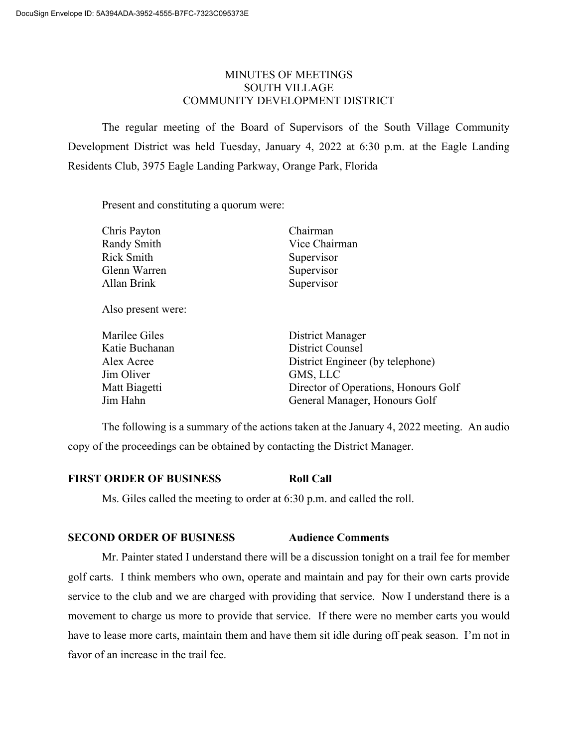DocuSign Envelope ID: 5A394ADA-3952-4555-B7FC-7323C095373E

# MINUTES OF MEETINGS
# SOUTH VILLAGE
# COMMUNITY DEVELOPMENT DISTRICT

The regular meeting of the Board of Supervisors of the South Village Community Development District was held Tuesday, January 4, 2022 at 6:30 p.m. at the Eagle Landing Residents Club, 3975 Eagle Landing Parkway, Orange Park, Florida

Present and constituting a quorum were:

| | |
|---|---|
| Chris Payton | Chairman |
| Randy Smith | Vice Chairman |
| Rick Smith | Supervisor |
| Glenn Warren | Supervisor |
| Allan Brink | Supervisor |

Also present were:

| | |
|---|---|
| Marilee Giles | District Manager |
| Katie Buchanan | District Counsel |
| Alex Acree | District Engineer (by telephone) |
| Jim Oliver | GMS, LLC |
| Matt Biagetti | Director of Operations, Honours Golf |
| Jim Hahn | General Manager, Honours Golf |

The following is a summary of the actions taken at the January 4, 2022 meeting. An audio copy of the proceedings can be obtained by contacting the District Manager.

**FIRST ORDER OF BUSINESS** **Roll Call**

Ms. Giles called the meeting to order at 6:30 p.m. and called the roll.

**SECOND ORDER OF BUSINESS** **Audience Comments**

Mr. Painter stated I understand there will be a discussion tonight on a trail fee for member golf carts. I think members who own, operate and maintain and pay for their own carts provide service to the club and we are charged with providing that service. Now I understand there is a movement to charge us more to provide that service. If there were no member carts you would have to lease more carts, maintain them and have them sit idle during off peak season. I'm not in favor of an increase in the trail fee.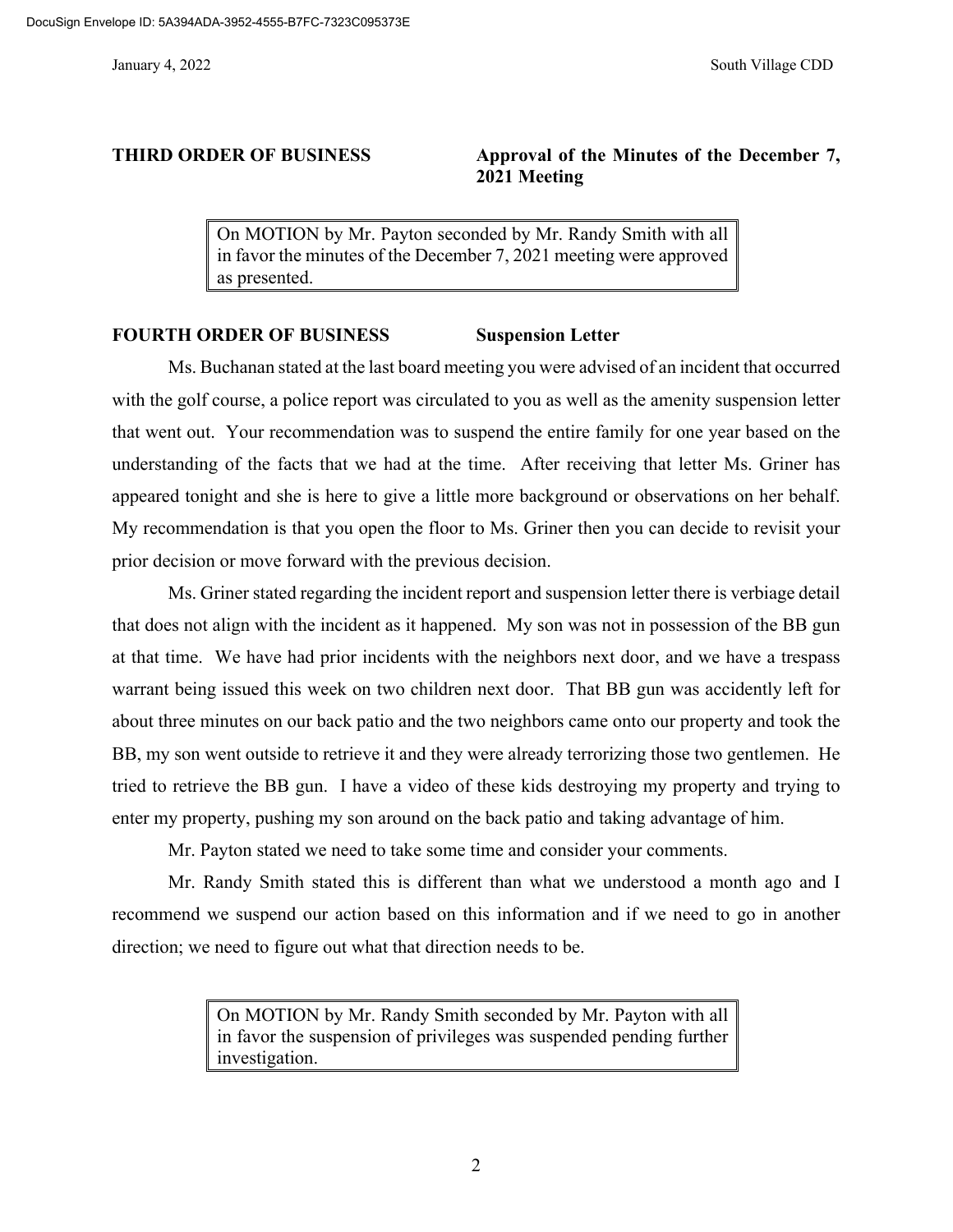**THIRD ORDER OF BUSINESS** **Approval of the Minutes of the December 7, 2021 Meeting**

> On MOTION by Mr. Payton seconded by Mr. Randy Smith with all in favor the minutes of the December 7, 2021 meeting were approved as presented.

**FOURTH ORDER OF BUSINESS** **Suspension Letter**

Ms. Buchanan stated at the last board meeting you were advised of an incident that occurred with the golf course, a police report was circulated to you as well as the amenity suspension letter that went out. Your recommendation was to suspend the entire family for one year based on the understanding of the facts that we had at the time. After receiving that letter Ms. Griner has appeared tonight and she is here to give a little more background or observations on her behalf. My recommendation is that you open the floor to Ms. Griner then you can decide to revisit your prior decision or move forward with the previous decision.

Ms. Griner stated regarding the incident report and suspension letter there is verbiage detail that does not align with the incident as it happened. My son was not in possession of the BB gun at that time. We have had prior incidents with the neighbors next door, and we have a trespass warrant being issued this week on two children next door. That BB gun was accidently left for about three minutes on our back patio and the two neighbors came onto our property and took the BB, my son went outside to retrieve it and they were already terrorizing those two gentlemen. He tried to retrieve the BB gun. I have a video of these kids destroying my property and trying to enter my property, pushing my son around on the back patio and taking advantage of him.

Mr. Payton stated we need to take some time and consider your comments.

Mr. Randy Smith stated this is different than what we understood a month ago and I recommend we suspend our action based on this information and if we need to go in another direction; we need to figure out what that direction needs to be.

> On MOTION by Mr. Randy Smith seconded by Mr. Payton with all in favor the suspension of privileges was suspended pending further investigation.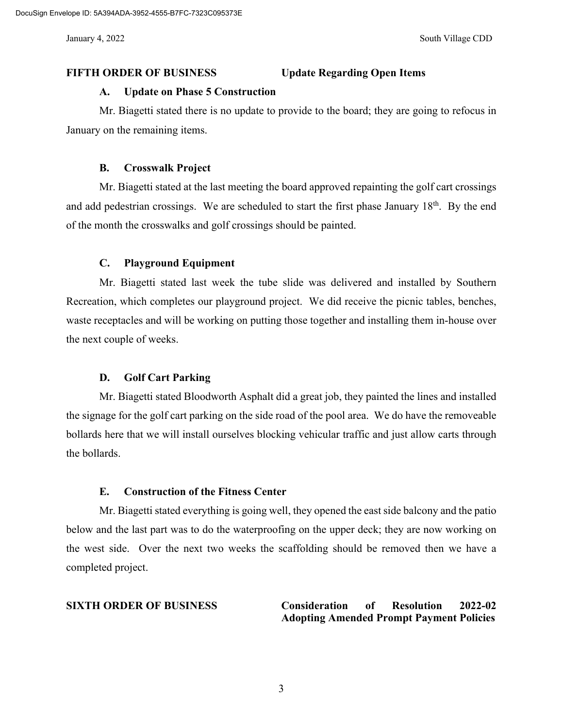**FIFTH ORDER OF BUSINESS** **Update Regarding Open Items**

**A. Update on Phase 5 Construction**

Mr. Biagetti stated there is no update to provide to the board; they are going to refocus in January on the remaining items.

**B. Crosswalk Project**

Mr. Biagetti stated at the last meeting the board approved repainting the golf cart crossings and add pedestrian crossings. We are scheduled to start the first phase January 18th. By the end of the month the crosswalks and golf crossings should be painted.

**C. Playground Equipment**

Mr. Biagetti stated last week the tube slide was delivered and installed by Southern Recreation, which completes our playground project. We did receive the picnic tables, benches, waste receptacles and will be working on putting those together and installing them in-house over the next couple of weeks.

**D. Golf Cart Parking**

Mr. Biagetti stated Bloodworth Asphalt did a great job, they painted the lines and installed the signage for the golf cart parking on the side road of the pool area. We do have the removeable bollards here that we will install ourselves blocking vehicular traffic and just allow carts through the bollards.

**E. Construction of the Fitness Center**

Mr. Biagetti stated everything is going well, they opened the east side balcony and the patio below and the last part was to do the waterproofing on the upper deck; they are now working on the west side. Over the next two weeks the scaffolding should be removed then we have a completed project.

**SIXTH ORDER OF BUSINESS** **Consideration of Resolution 2022-02 Adopting Amended Prompt Payment Policies**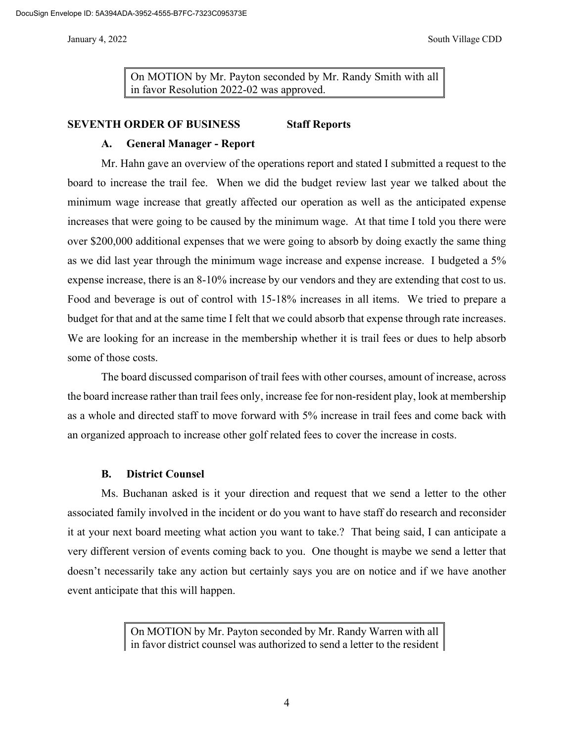On MOTION by Mr. Payton seconded by Mr. Randy Smith with all in favor Resolution 2022-02 was approved.

**SEVENTH ORDER OF BUSINESS Staff Reports**

**A. General Manager - Report**

Mr. Hahn gave an overview of the operations report and stated I submitted a request to the board to increase the trail fee. When we did the budget review last year we talked about the minimum wage increase that greatly affected our operation as well as the anticipated expense increases that were going to be caused by the minimum wage. At that time I told you there were over $200,000 additional expenses that we were going to absorb by doing exactly the same thing as we did last year through the minimum wage increase and expense increase. I budgeted a 5% expense increase, there is an 8-10% increase by our vendors and they are extending that cost to us. Food and beverage is out of control with 15-18% increases in all items. We tried to prepare a budget for that and at the same time I felt that we could absorb that expense through rate increases. We are looking for an increase in the membership whether it is trail fees or dues to help absorb some of those costs.

The board discussed comparison of trail fees with other courses, amount of increase, across the board increase rather than trail fees only, increase fee for non-resident play, look at membership as a whole and directed staff to move forward with 5% increase in trail fees and come back with an organized approach to increase other golf related fees to cover the increase in costs.

**B. District Counsel**

Ms. Buchanan asked is it your direction and request that we send a letter to the other associated family involved in the incident or do you want to have staff do research and reconsider it at your next board meeting what action you want to take.? That being said, I can anticipate a very different version of events coming back to you. One thought is maybe we send a letter that doesn't necessarily take any action but certainly says you are on notice and if we have another event anticipate that this will happen.

On MOTION by Mr. Payton seconded by Mr. Randy Warren with all in favor district counsel was authorized to send a letter to the resident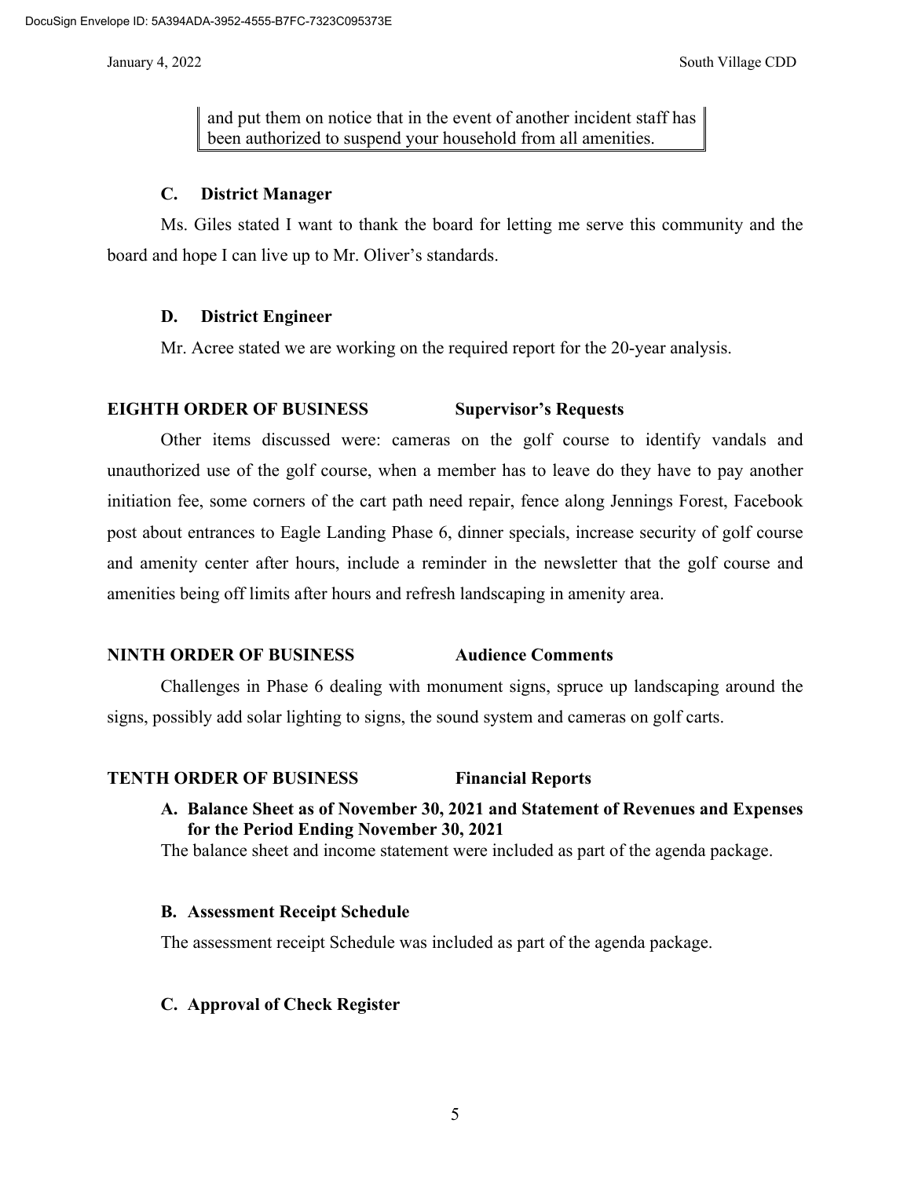> and put them on notice that in the event of another incident staff has been authorized to suspend your household from all amenities.

**C. District Manager**

Ms. Giles stated I want to thank the board for letting me serve this community and the board and hope I can live up to Mr. Oliver's standards.

**D. District Engineer**

Mr. Acree stated we are working on the required report for the 20-year analysis.

**EIGHTH ORDER OF BUSINESS — Supervisor's Requests**

Other items discussed were: cameras on the golf course to identify vandals and unauthorized use of the golf course, when a member has to leave do they have to pay another initiation fee, some corners of the cart path need repair, fence along Jennings Forest, Facebook post about entrances to Eagle Landing Phase 6, dinner specials, increase security of golf course and amenity center after hours, include a reminder in the newsletter that the golf course and amenities being off limits after hours and refresh landscaping in amenity area.

**NINTH ORDER OF BUSINESS — Audience Comments**

Challenges in Phase 6 dealing with monument signs, spruce up landscaping around the signs, possibly add solar lighting to signs, the sound system and cameras on golf carts.

**TENTH ORDER OF BUSINESS — Financial Reports**

**A. Balance Sheet as of November 30, 2021 and Statement of Revenues and Expenses for the Period Ending November 30, 2021**

The balance sheet and income statement were included as part of the agenda package.

**B. Assessment Receipt Schedule**

The assessment receipt Schedule was included as part of the agenda package.

**C. Approval of Check Register**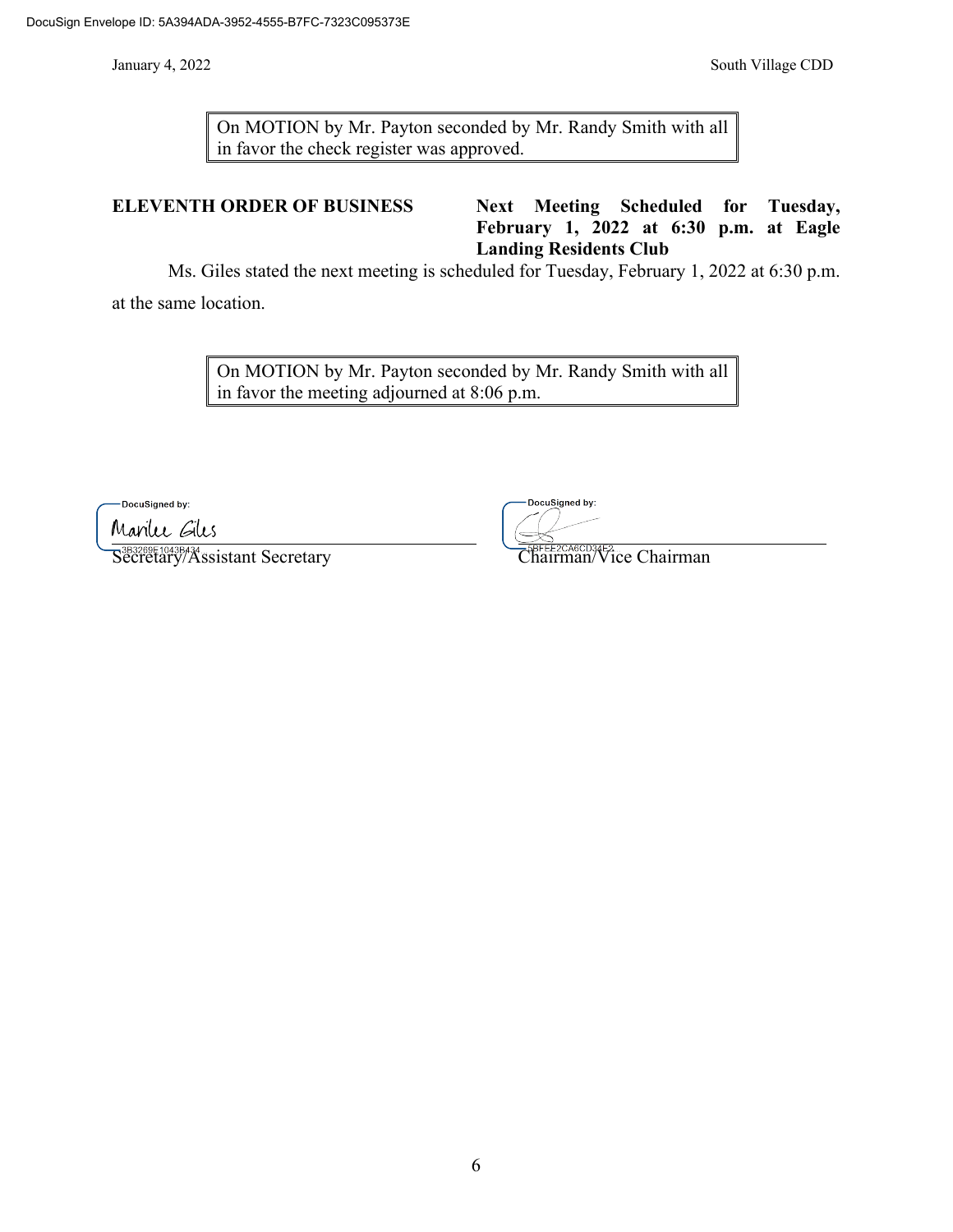On MOTION by Mr. Payton seconded by Mr. Randy Smith with all in favor the check register was approved.

**ELEVENTH ORDER OF BUSINESS** **Next Meeting Scheduled for Tuesday, February 1, 2022 at 6:30 p.m. at Eagle Landing Residents Club**

Ms. Giles stated the next meeting is scheduled for Tuesday, February 1, 2022 at 6:30 p.m. at the same location.

On MOTION by Mr. Payton seconded by Mr. Randy Smith with all in favor the meeting adjourned at 8:06 p.m.

DocuSigned by:
Marilee Giles
3B3269E1043B434
Secretary/Assistant Secretary

DocuSigned by:
5BFEF2CA6CD34F2
Chairman/Vice Chairman